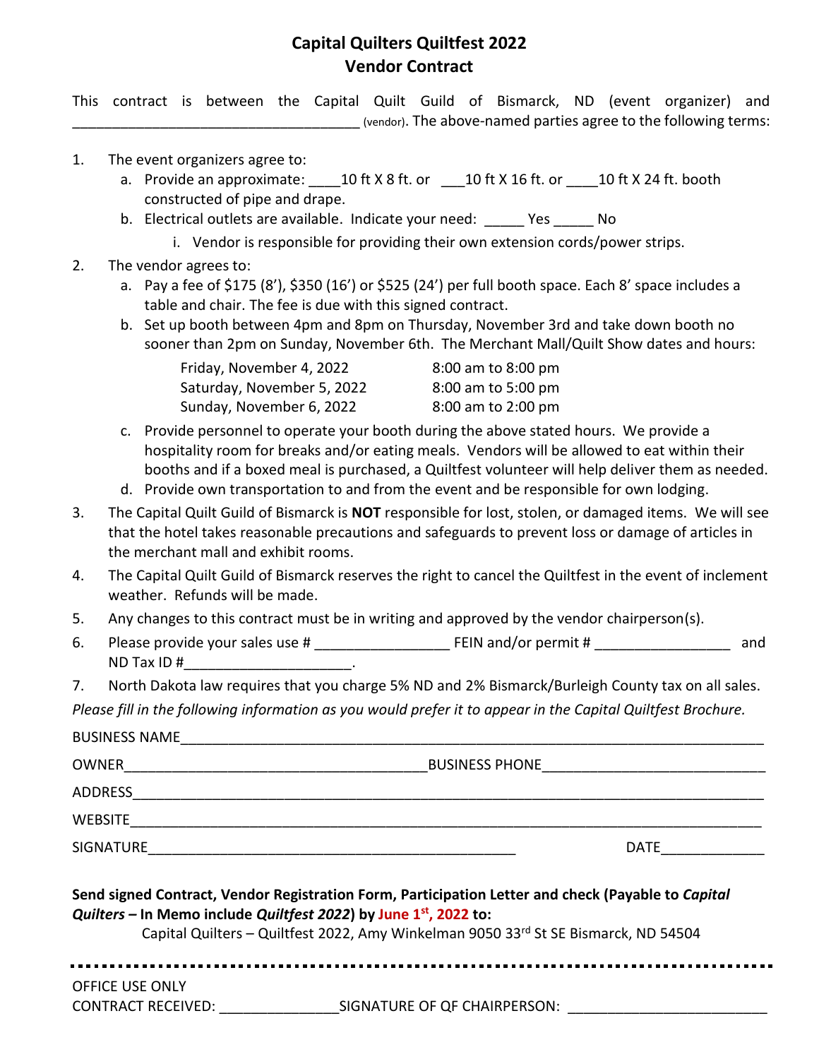# Capital Quilters Quiltfest 2022
# Vendor Contract

This contract is between the Capital Quilt Guild of Bismarck, ND (event organizer) and ____________________________________ (vendor). The above-named parties agree to the following terms:

1. The event organizers agree to:
   a. Provide an approximate: ____10 ft X 8 ft. or ___10 ft X 16 ft. or ____10 ft X 24 ft. booth constructed of pipe and drape.
   b. Electrical outlets are available. Indicate your need: _____ Yes _____ No
      i. Vendor is responsible for providing their own extension cords/power strips.
2. The vendor agrees to:
   a. Pay a fee of $175 (8'), $350 (16') or $525 (24') per full booth space. Each 8' space includes a table and chair. The fee is due with this signed contract.
   b. Set up booth between 4pm and 8pm on Thursday, November 3rd and take down booth no sooner than 2pm on Sunday, November 6th. The Merchant Mall/Quilt Show dates and hours:

      | | |
      |---|---|
      | Friday, November 4, 2022 | 8:00 am to 8:00 pm |
      | Saturday, November 5, 2022 | 8:00 am to 5:00 pm |
      | Sunday, November 6, 2022 | 8:00 am to 2:00 pm |

   c. Provide personnel to operate your booth during the above stated hours. We provide a hospitality room for breaks and/or eating meals. Vendors will be allowed to eat within their booths and if a boxed meal is purchased, a Quiltfest volunteer will help deliver them as needed.
   d. Provide own transportation to and from the event and be responsible for own lodging.
3. The Capital Quilt Guild of Bismarck is **NOT** responsible for lost, stolen, or damaged items. We will see that the hotel takes reasonable precautions and safeguards to prevent loss or damage of articles in the merchant mall and exhibit rooms.
4. The Capital Quilt Guild of Bismarck reserves the right to cancel the Quiltfest in the event of inclement weather. Refunds will be made.
5. Any changes to this contract must be in writing and approved by the vendor chairperson(s).
6. Please provide your sales use # _________________ FEIN and/or permit # _________________ and ND Tax ID #_____________________.
7. North Dakota law requires that you charge 5% ND and 2% Bismarck/Burleigh County tax on all sales.

*Please fill in the following information as you would prefer it to appear in the Capital Quiltfest Brochure.*

BUSINESS NAME_______________________________________________________________________

OWNER_______________________________________BUSINESS PHONE____________________________

ADDRESS_____________________________________________________________________________

WEBSITE_____________________________________________________________________________

SIGNATURE______________________________________________ DATE_____________

**Send signed Contract, Vendor Registration Form, Participation Letter and check (Payable to *Capital Quilters* – In Memo include *Quiltfest 2022*) by June 1st, 2022 to:**

Capital Quilters – Quiltfest 2022, Amy Winkelman 9050 33rd St SE Bismarck, ND 54504

---

OFFICE USE ONLY

CONTRACT RECEIVED: _______________ SIGNATURE OF QF CHAIRPERSON: _________________________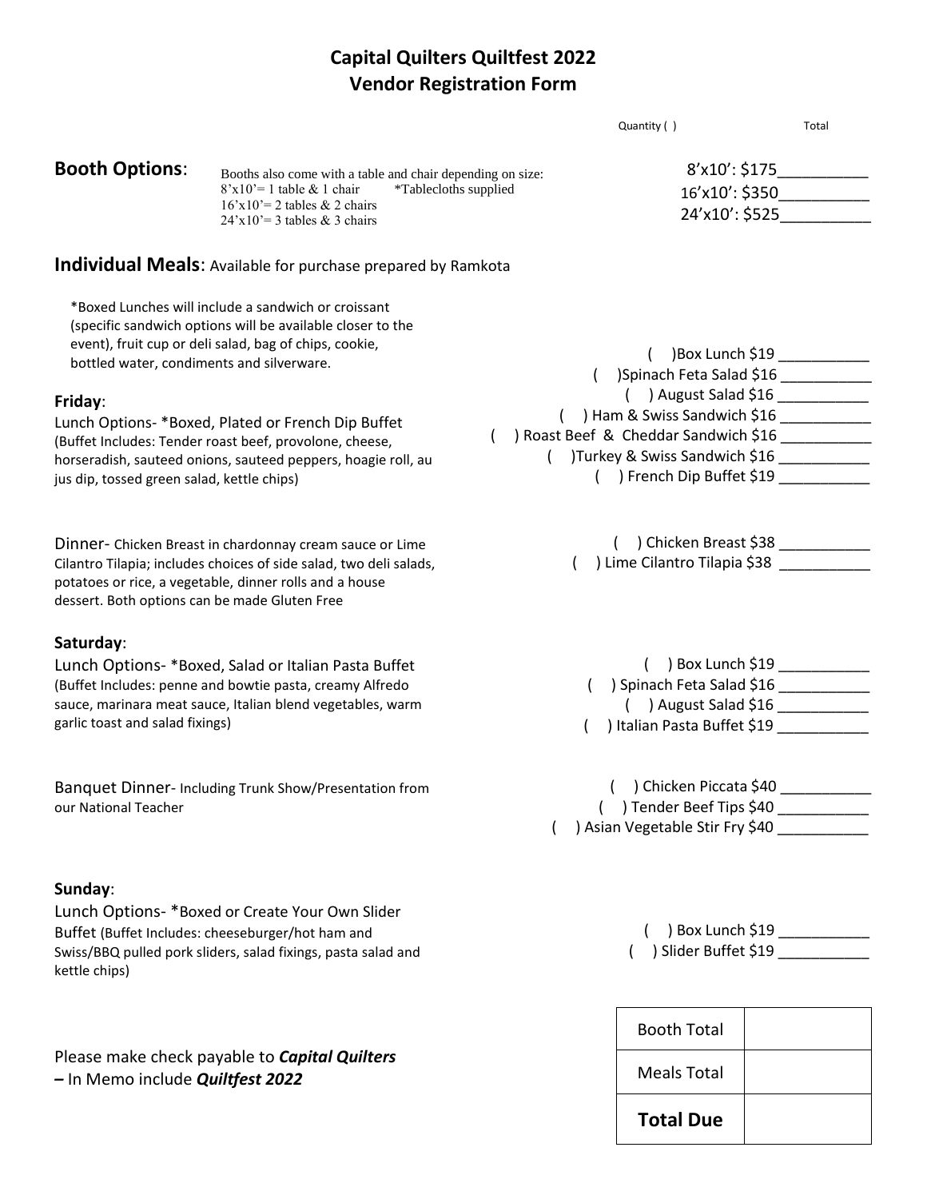# Capital Quilters Quiltfest 2022
## Vendor Registration Form

Quantity ( ) Total

**Booth Options**:

Booths also come with a table and chair depending on size:
8'x10'= 1 table & 1 chair *Tablecloths supplied
16'x10'= 2 tables & 2 chairs
24'x10'= 3 tables & 3 chairs

8'x10': $175__________
16'x10': $350__________
24'x10': $525__________

**Individual Meals**: Available for purchase prepared by Ramkota

*Boxed Lunches will include a sandwich or croissant (specific sandwich options will be available closer to the event), fruit cup or deli salad, bag of chips, cookie, bottled water, condiments and silverware.

**Friday**:

Lunch Options- *Boxed, Plated or French Dip Buffet
(Buffet Includes: Tender roast beef, provolone, cheese, horseradish, sauteed onions, sauteed peppers, hoagie roll, au jus dip, tossed green salad, kettle chips)

( )Box Lunch $19 ___________
( )Spinach Feta Salad $16 ___________
( ) August Salad $16 ___________
( ) Ham & Swiss Sandwich $16 ___________
( ) Roast Beef & Cheddar Sandwich $16 ___________
( )Turkey & Swiss Sandwich $16 ___________
( ) French Dip Buffet $19 ___________

Dinner- Chicken Breast in chardonnay cream sauce or Lime Cilantro Tilapia; includes choices of side salad, two deli salads, potatoes or rice, a vegetable, dinner rolls and a house dessert. Both options can be made Gluten Free

( ) Chicken Breast $38 ___________
( ) Lime Cilantro Tilapia $38 ___________

**Saturday**:

Lunch Options- *Boxed, Salad or Italian Pasta Buffet
(Buffet Includes: penne and bowtie pasta, creamy Alfredo sauce, marinara meat sauce, Italian blend vegetables, warm garlic toast and salad fixings)

( ) Box Lunch $19 ___________
( ) Spinach Feta Salad $16 ___________
( ) August Salad $16 ___________
( ) Italian Pasta Buffet $19 ___________

Banquet Dinner- Including Trunk Show/Presentation from our National Teacher

( ) Chicken Piccata $40 ___________
( ) Tender Beef Tips $40 ___________
( ) Asian Vegetable Stir Fry $40 ___________

**Sunday**:

Lunch Options- *Boxed or Create Your Own Slider Buffet (Buffet Includes: cheeseburger/hot ham and Swiss/BBQ pulled pork sliders, salad fixings, pasta salad and kettle chips)

( ) Box Lunch $19 ___________
( ) Slider Buffet $19 ___________

Please make check payable to ***Capital Quilters*** **–** In Memo include ***Quiltfest 2022***

| | |
|---|---|
| Booth Total | |
| Meals Total | |
| **Total Due** | |